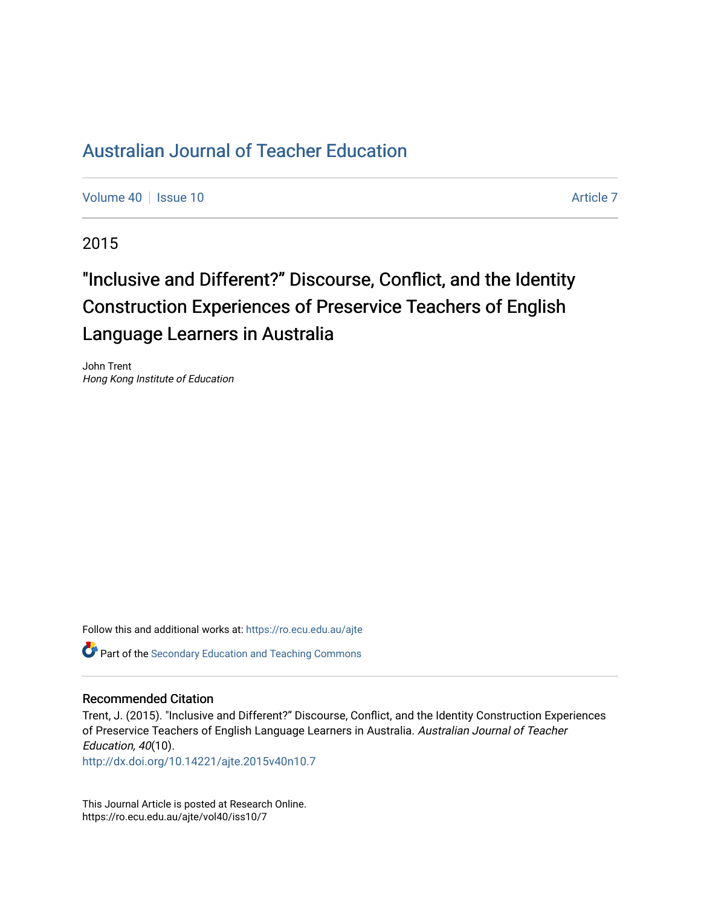# Australian Journal of Teacher Education

Volume 40 | Issue 10 | Article 7

2015

## "Inclusive and Different?" Discourse, Conflict, and the Identity Construction Experiences of Preservice Teachers of English Language Learners in Australia

John Trent
*Hong Kong Institute of Education*

Follow this and additional works at: https://ro.ecu.edu.au/ajte

Part of the Secondary Education and Teaching Commons

### Recommended Citation

Trent, J. (2015). "Inclusive and Different?" Discourse, Conflict, and the Identity Construction Experiences of Preservice Teachers of English Language Learners in Australia. *Australian Journal of Teacher Education, 40*(10).
http://dx.doi.org/10.14221/ajte.2015v40n10.7

This Journal Article is posted at Research Online.
https://ro.ecu.edu.au/ajte/vol40/iss10/7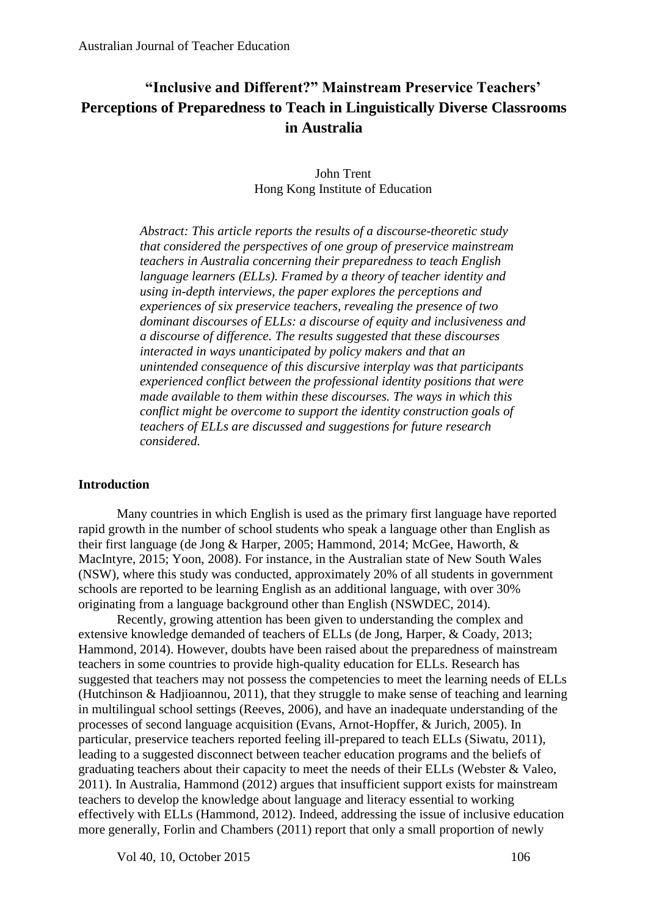# "Inclusive and Different?" Mainstream Preservice Teachers' Perceptions of Preparedness to Teach in Linguistically Diverse Classrooms in Australia

John Trent
Hong Kong Institute of Education

*Abstract: This article reports the results of a discourse-theoretic study that considered the perspectives of one group of preservice mainstream teachers in Australia concerning their preparedness to teach English language learners (ELLs). Framed by a theory of teacher identity and using in-depth interviews, the paper explores the perceptions and experiences of six preservice teachers, revealing the presence of two dominant discourses of ELLs: a discourse of equity and inclusiveness and a discourse of difference. The results suggested that these discourses interacted in ways unanticipated by policy makers and that an unintended consequence of this discursive interplay was that participants experienced conflict between the professional identity positions that were made available to them within these discourses. The ways in which this conflict might be overcome to support the identity construction goals of teachers of ELLs are discussed and suggestions for future research considered.*

## Introduction

Many countries in which English is used as the primary first language have reported rapid growth in the number of school students who speak a language other than English as their first language (de Jong & Harper, 2005; Hammond, 2014; McGee, Haworth, & MacIntyre, 2015; Yoon, 2008). For instance, in the Australian state of New South Wales (NSW), where this study was conducted, approximately 20% of all students in government schools are reported to be learning English as an additional language, with over 30% originating from a language background other than English (NSWDEC, 2014).

Recently, growing attention has been given to understanding the complex and extensive knowledge demanded of teachers of ELLs (de Jong, Harper, & Coady, 2013; Hammond, 2014). However, doubts have been raised about the preparedness of mainstream teachers in some countries to provide high-quality education for ELLs. Research has suggested that teachers may not possess the competencies to meet the learning needs of ELLs (Hutchinson & Hadjioannou, 2011), that they struggle to make sense of teaching and learning in multilingual school settings (Reeves, 2006), and have an inadequate understanding of the processes of second language acquisition (Evans, Arnot-Hopffer, & Jurich, 2005). In particular, preservice teachers reported feeling ill-prepared to teach ELLs (Siwatu, 2011), leading to a suggested disconnect between teacher education programs and the beliefs of graduating teachers about their capacity to meet the needs of their ELLs (Webster & Valeo, 2011). In Australia, Hammond (2012) argues that insufficient support exists for mainstream teachers to develop the knowledge about language and literacy essential to working effectively with ELLs (Hammond, 2012). Indeed, addressing the issue of inclusive education more generally, Forlin and Chambers (2011) report that only a small proportion of newly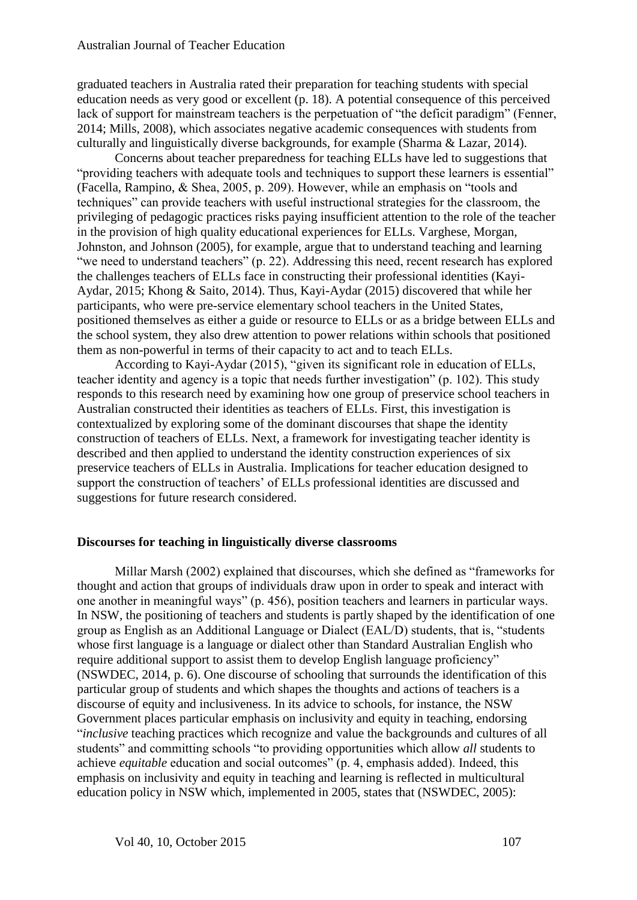graduated teachers in Australia rated their preparation for teaching students with special education needs as very good or excellent (p. 18). A potential consequence of this perceived lack of support for mainstream teachers is the perpetuation of "the deficit paradigm" (Fenner, 2014; Mills, 2008), which associates negative academic consequences with students from culturally and linguistically diverse backgrounds, for example (Sharma & Lazar, 2014).

Concerns about teacher preparedness for teaching ELLs have led to suggestions that "providing teachers with adequate tools and techniques to support these learners is essential" (Facella, Rampino, & Shea, 2005, p. 209). However, while an emphasis on "tools and techniques" can provide teachers with useful instructional strategies for the classroom, the privileging of pedagogic practices risks paying insufficient attention to the role of the teacher in the provision of high quality educational experiences for ELLs. Varghese, Morgan, Johnston, and Johnson (2005), for example, argue that to understand teaching and learning "we need to understand teachers" (p. 22). Addressing this need, recent research has explored the challenges teachers of ELLs face in constructing their professional identities (Kayi-Aydar, 2015; Khong & Saito, 2014). Thus, Kayi-Aydar (2015) discovered that while her participants, who were pre-service elementary school teachers in the United States, positioned themselves as either a guide or resource to ELLs or as a bridge between ELLs and the school system, they also drew attention to power relations within schools that positioned them as non-powerful in terms of their capacity to act and to teach ELLs.

According to Kayi-Aydar (2015), "given its significant role in education of ELLs, teacher identity and agency is a topic that needs further investigation" (p. 102). This study responds to this research need by examining how one group of preservice school teachers in Australian constructed their identities as teachers of ELLs. First, this investigation is contextualized by exploring some of the dominant discourses that shape the identity construction of teachers of ELLs. Next, a framework for investigating teacher identity is described and then applied to understand the identity construction experiences of six preservice teachers of ELLs in Australia. Implications for teacher education designed to support the construction of teachers' of ELLs professional identities are discussed and suggestions for future research considered.

## Discourses for teaching in linguistically diverse classrooms

Millar Marsh (2002) explained that discourses, which she defined as "frameworks for thought and action that groups of individuals draw upon in order to speak and interact with one another in meaningful ways" (p. 456), position teachers and learners in particular ways. In NSW, the positioning of teachers and students is partly shaped by the identification of one group as English as an Additional Language or Dialect (EAL/D) students, that is, "students whose first language is a language or dialect other than Standard Australian English who require additional support to assist them to develop English language proficiency" (NSWDEC, 2014, p. 6). One discourse of schooling that surrounds the identification of this particular group of students and which shapes the thoughts and actions of teachers is a discourse of equity and inclusiveness. In its advice to schools, for instance, the NSW Government places particular emphasis on inclusivity and equity in teaching, endorsing "*inclusive* teaching practices which recognize and value the backgrounds and cultures of all students" and committing schools "to providing opportunities which allow *all* students to achieve *equitable* education and social outcomes" (p. 4, emphasis added). Indeed, this emphasis on inclusivity and equity in teaching and learning is reflected in multicultural education policy in NSW which, implemented in 2005, states that (NSWDEC, 2005):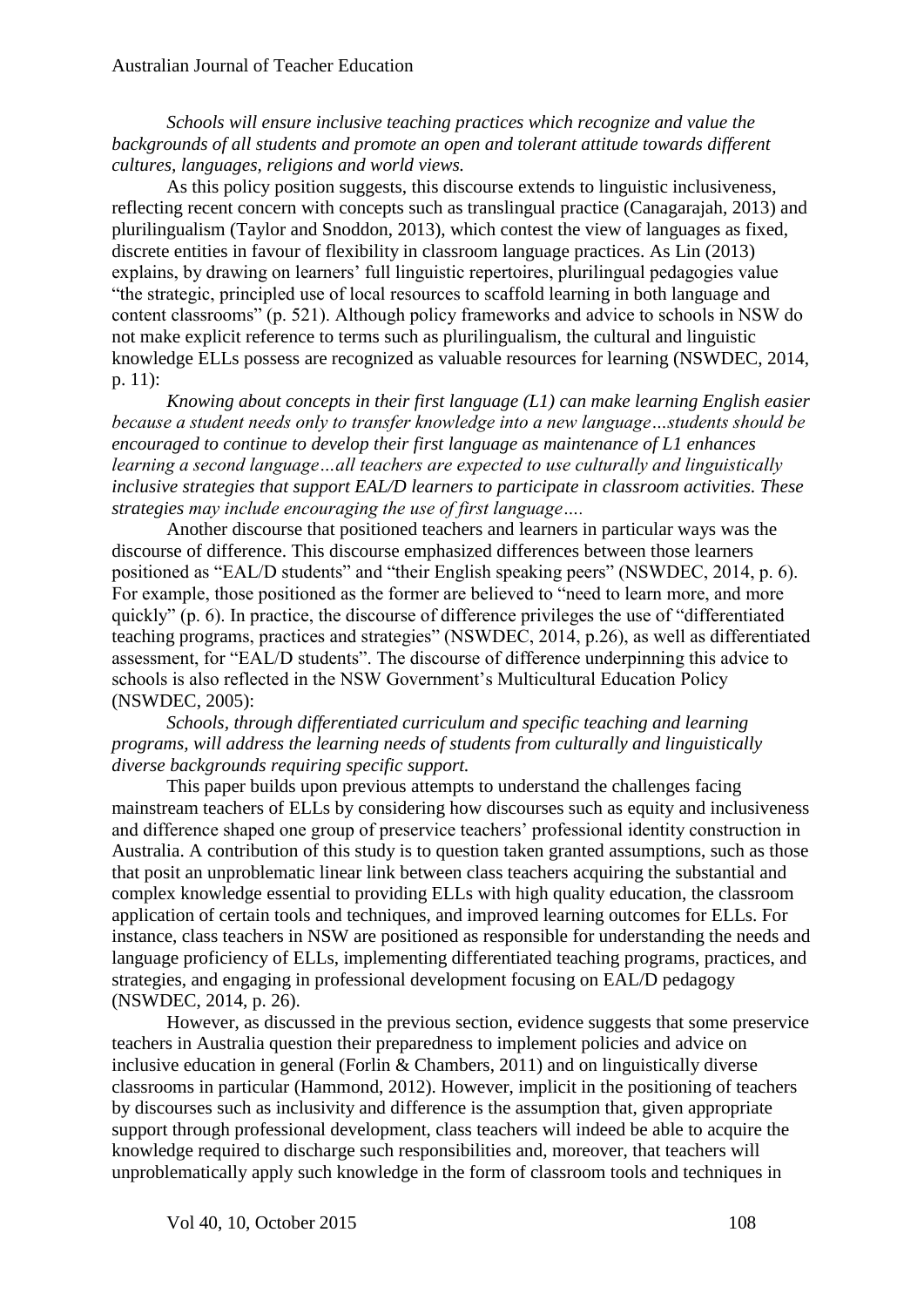*Schools will ensure inclusive teaching practices which recognize and value the backgrounds of all students and promote an open and tolerant attitude towards different cultures, languages, religions and world views.*

As this policy position suggests, this discourse extends to linguistic inclusiveness, reflecting recent concern with concepts such as translingual practice (Canagarajah, 2013) and plurilingualism (Taylor and Snoddon, 2013), which contest the view of languages as fixed, discrete entities in favour of flexibility in classroom language practices. As Lin (2013) explains, by drawing on learners' full linguistic repertoires, plurilingual pedagogies value "the strategic, principled use of local resources to scaffold learning in both language and content classrooms" (p. 521). Although policy frameworks and advice to schools in NSW do not make explicit reference to terms such as plurilingualism, the cultural and linguistic knowledge ELLs possess are recognized as valuable resources for learning (NSWDEC, 2014, p. 11):

*Knowing about concepts in their first language (L1) can make learning English easier because a student needs only to transfer knowledge into a new language…students should be encouraged to continue to develop their first language as maintenance of L1 enhances learning a second language…all teachers are expected to use culturally and linguistically inclusive strategies that support EAL/D learners to participate in classroom activities. These strategies may include encouraging the use of first language….*

Another discourse that positioned teachers and learners in particular ways was the discourse of difference. This discourse emphasized differences between those learners positioned as "EAL/D students" and "their English speaking peers" (NSWDEC, 2014, p. 6). For example, those positioned as the former are believed to "need to learn more, and more quickly" (p. 6). In practice, the discourse of difference privileges the use of "differentiated teaching programs, practices and strategies" (NSWDEC, 2014, p.26), as well as differentiated assessment, for "EAL/D students". The discourse of difference underpinning this advice to schools is also reflected in the NSW Government's Multicultural Education Policy (NSWDEC, 2005):

*Schools, through differentiated curriculum and specific teaching and learning programs, will address the learning needs of students from culturally and linguistically diverse backgrounds requiring specific support.*

This paper builds upon previous attempts to understand the challenges facing mainstream teachers of ELLs by considering how discourses such as equity and inclusiveness and difference shaped one group of preservice teachers' professional identity construction in Australia. A contribution of this study is to question taken granted assumptions, such as those that posit an unproblematic linear link between class teachers acquiring the substantial and complex knowledge essential to providing ELLs with high quality education, the classroom application of certain tools and techniques, and improved learning outcomes for ELLs. For instance, class teachers in NSW are positioned as responsible for understanding the needs and language proficiency of ELLs, implementing differentiated teaching programs, practices, and strategies, and engaging in professional development focusing on EAL/D pedagogy (NSWDEC, 2014, p. 26).

However, as discussed in the previous section, evidence suggests that some preservice teachers in Australia question their preparedness to implement policies and advice on inclusive education in general (Forlin & Chambers, 2011) and on linguistically diverse classrooms in particular (Hammond, 2012). However, implicit in the positioning of teachers by discourses such as inclusivity and difference is the assumption that, given appropriate support through professional development, class teachers will indeed be able to acquire the knowledge required to discharge such responsibilities and, moreover, that teachers will unproblematically apply such knowledge in the form of classroom tools and techniques in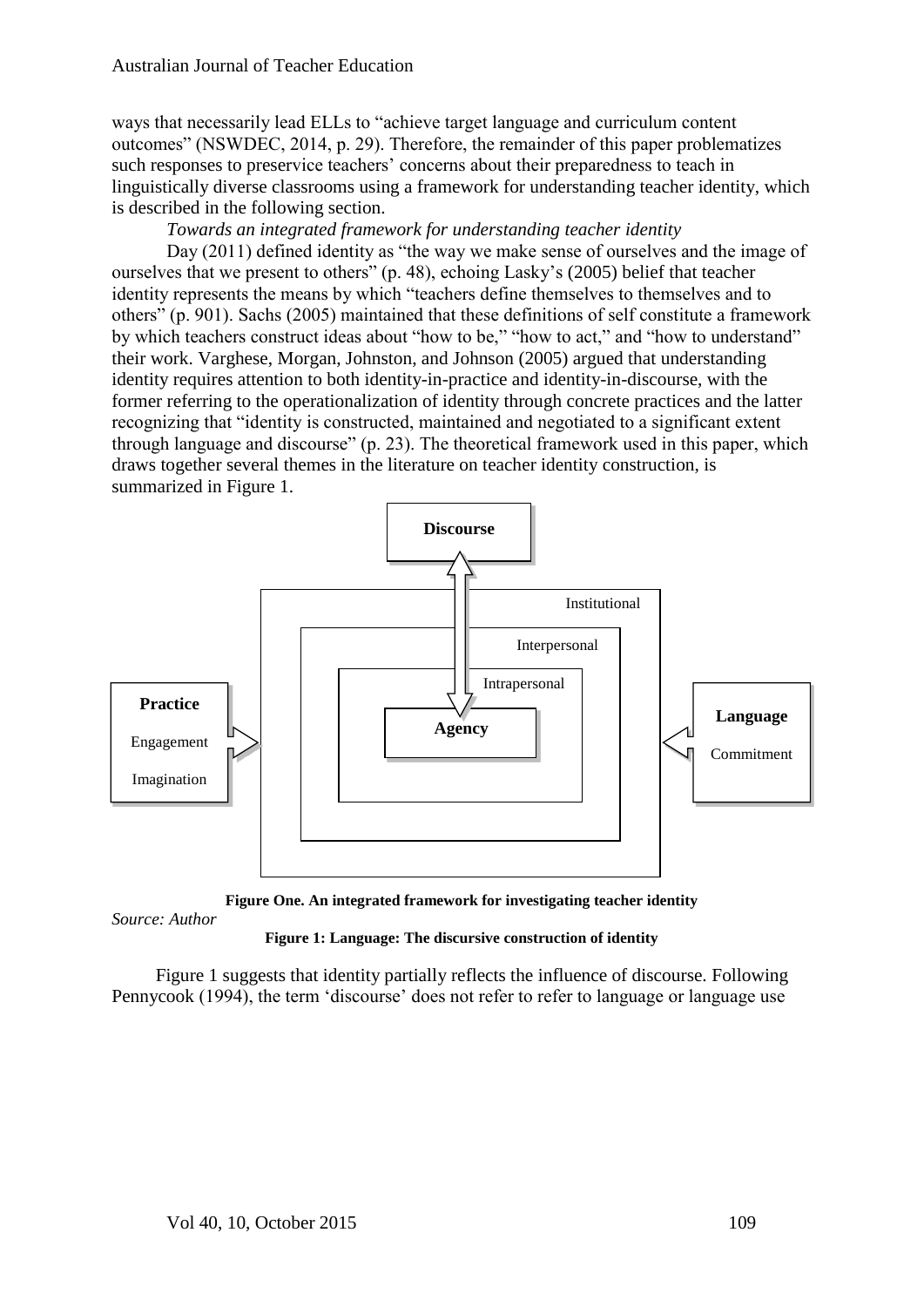ways that necessarily lead ELLs to "achieve target language and curriculum content outcomes" (NSWDEC, 2014, p. 29). Therefore, the remainder of this paper problematizes such responses to preservice teachers' concerns about their preparedness to teach in linguistically diverse classrooms using a framework for understanding teacher identity, which is described in the following section.

*Towards an integrated framework for understanding teacher identity*

Day (2011) defined identity as "the way we make sense of ourselves and the image of ourselves that we present to others" (p. 48), echoing Lasky's (2005) belief that teacher identity represents the means by which "teachers define themselves to themselves and to others" (p. 901). Sachs (2005) maintained that these definitions of self constitute a framework by which teachers construct ideas about "how to be," "how to act," and "how to understand" their work. Varghese, Morgan, Johnston, and Johnson (2005) argued that understanding identity requires attention to both identity-in-practice and identity-in-discourse, with the former referring to the operationalization of identity through concrete practices and the latter recognizing that "identity is constructed, maintained and negotiated to a significant extent through language and discourse" (p. 23). The theoretical framework used in this paper, which draws together several themes in the literature on teacher identity construction, is summarized in Figure 1.

Discourse

Institutional

Interpersonal

Intrapersonal

Practice

Engagement

Imagination

Agency

Language

Commitment

**Figure One. An integrated framework for investigating teacher identity**

*Source: Author*

**Figure 1: Language: The discursive construction of identity**

Figure 1 suggests that identity partially reflects the influence of discourse. Following Pennycook (1994), the term 'discourse' does not refer to refer to language or language use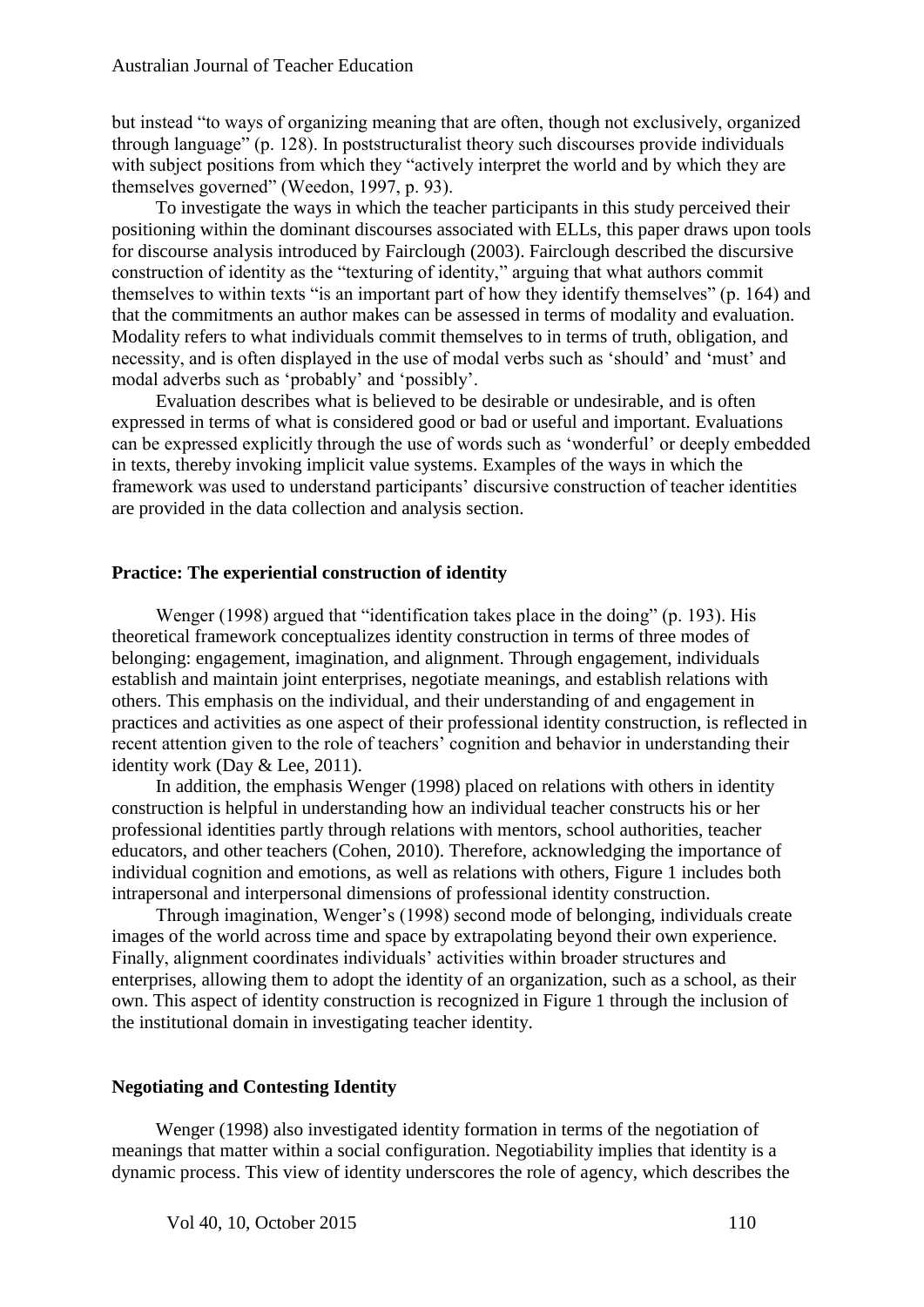but instead "to ways of organizing meaning that are often, though not exclusively, organized through language" (p. 128). In poststructuralist theory such discourses provide individuals with subject positions from which they "actively interpret the world and by which they are themselves governed" (Weedon, 1997, p. 93).

To investigate the ways in which the teacher participants in this study perceived their positioning within the dominant discourses associated with ELLs, this paper draws upon tools for discourse analysis introduced by Fairclough (2003). Fairclough described the discursive construction of identity as the "texturing of identity," arguing that what authors commit themselves to within texts "is an important part of how they identify themselves" (p. 164) and that the commitments an author makes can be assessed in terms of modality and evaluation. Modality refers to what individuals commit themselves to in terms of truth, obligation, and necessity, and is often displayed in the use of modal verbs such as 'should' and 'must' and modal adverbs such as 'probably' and 'possibly'.

Evaluation describes what is believed to be desirable or undesirable, and is often expressed in terms of what is considered good or bad or useful and important. Evaluations can be expressed explicitly through the use of words such as 'wonderful' or deeply embedded in texts, thereby invoking implicit value systems. Examples of the ways in which the framework was used to understand participants' discursive construction of teacher identities are provided in the data collection and analysis section.

### Practice: The experiential construction of identity

Wenger (1998) argued that "identification takes place in the doing" (p. 193). His theoretical framework conceptualizes identity construction in terms of three modes of belonging: engagement, imagination, and alignment. Through engagement, individuals establish and maintain joint enterprises, negotiate meanings, and establish relations with others. This emphasis on the individual, and their understanding of and engagement in practices and activities as one aspect of their professional identity construction, is reflected in recent attention given to the role of teachers' cognition and behavior in understanding their identity work (Day & Lee, 2011).

In addition, the emphasis Wenger (1998) placed on relations with others in identity construction is helpful in understanding how an individual teacher constructs his or her professional identities partly through relations with mentors, school authorities, teacher educators, and other teachers (Cohen, 2010). Therefore, acknowledging the importance of individual cognition and emotions, as well as relations with others, Figure 1 includes both intrapersonal and interpersonal dimensions of professional identity construction.

Through imagination, Wenger's (1998) second mode of belonging, individuals create images of the world across time and space by extrapolating beyond their own experience. Finally, alignment coordinates individuals' activities within broader structures and enterprises, allowing them to adopt the identity of an organization, such as a school, as their own. This aspect of identity construction is recognized in Figure 1 through the inclusion of the institutional domain in investigating teacher identity.

### Negotiating and Contesting Identity

Wenger (1998) also investigated identity formation in terms of the negotiation of meanings that matter within a social configuration. Negotiability implies that identity is a dynamic process. This view of identity underscores the role of agency, which describes the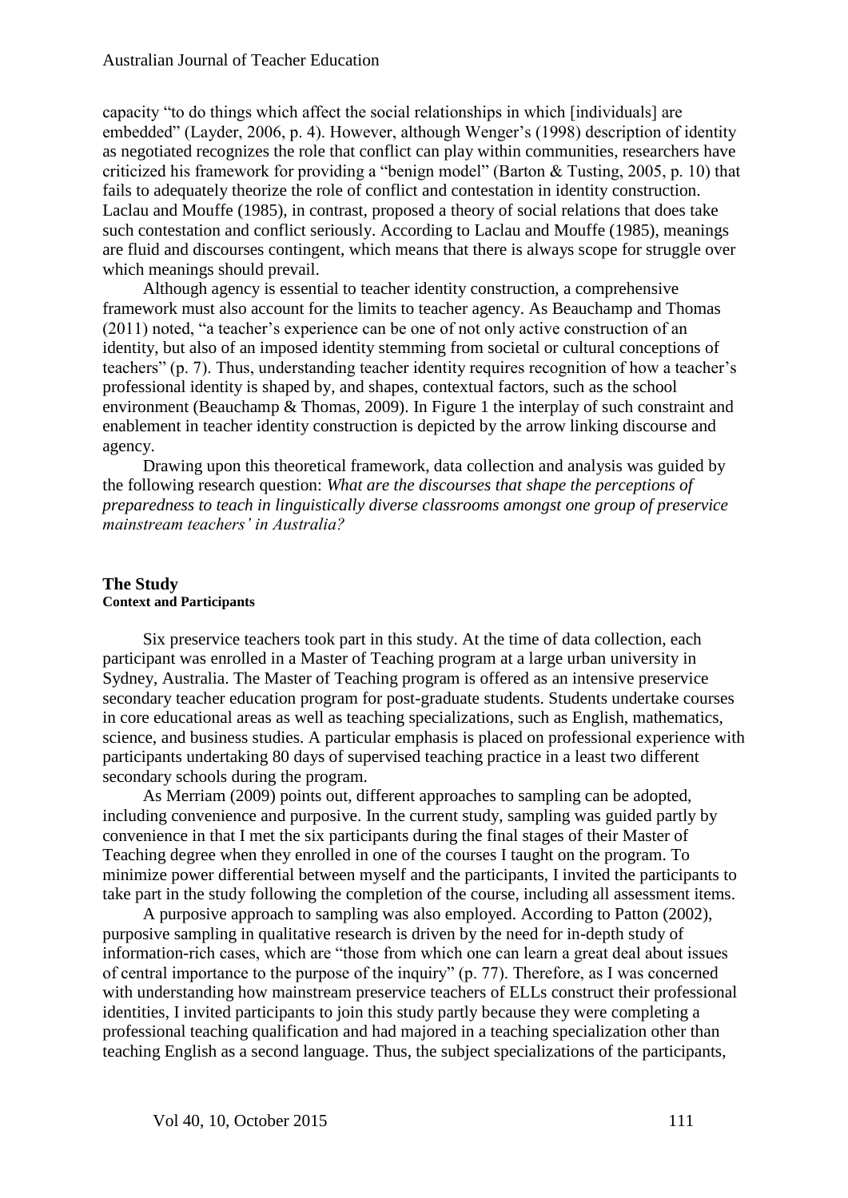capacity "to do things which affect the social relationships in which [individuals] are embedded" (Layder, 2006, p. 4). However, although Wenger's (1998) description of identity as negotiated recognizes the role that conflict can play within communities, researchers have criticized his framework for providing a "benign model" (Barton & Tusting, 2005, p. 10) that fails to adequately theorize the role of conflict and contestation in identity construction. Laclau and Mouffe (1985), in contrast, proposed a theory of social relations that does take such contestation and conflict seriously. According to Laclau and Mouffe (1985), meanings are fluid and discourses contingent, which means that there is always scope for struggle over which meanings should prevail.

Although agency is essential to teacher identity construction, a comprehensive framework must also account for the limits to teacher agency. As Beauchamp and Thomas (2011) noted, "a teacher's experience can be one of not only active construction of an identity, but also of an imposed identity stemming from societal or cultural conceptions of teachers" (p. 7). Thus, understanding teacher identity requires recognition of how a teacher's professional identity is shaped by, and shapes, contextual factors, such as the school environment (Beauchamp & Thomas, 2009). In Figure 1 the interplay of such constraint and enablement in teacher identity construction is depicted by the arrow linking discourse and agency.

Drawing upon this theoretical framework, data collection and analysis was guided by the following research question: *What are the discourses that shape the perceptions of preparedness to teach in linguistically diverse classrooms amongst one group of preservice mainstream teachers' in Australia?*

## The Study

### Context and Participants

Six preservice teachers took part in this study. At the time of data collection, each participant was enrolled in a Master of Teaching program at a large urban university in Sydney, Australia. The Master of Teaching program is offered as an intensive preservice secondary teacher education program for post-graduate students. Students undertake courses in core educational areas as well as teaching specializations, such as English, mathematics, science, and business studies. A particular emphasis is placed on professional experience with participants undertaking 80 days of supervised teaching practice in a least two different secondary schools during the program.

As Merriam (2009) points out, different approaches to sampling can be adopted, including convenience and purposive. In the current study, sampling was guided partly by convenience in that I met the six participants during the final stages of their Master of Teaching degree when they enrolled in one of the courses I taught on the program. To minimize power differential between myself and the participants, I invited the participants to take part in the study following the completion of the course, including all assessment items.

A purposive approach to sampling was also employed. According to Patton (2002), purposive sampling in qualitative research is driven by the need for in-depth study of information-rich cases, which are "those from which one can learn a great deal about issues of central importance to the purpose of the inquiry" (p. 77). Therefore, as I was concerned with understanding how mainstream preservice teachers of ELLs construct their professional identities, I invited participants to join this study partly because they were completing a professional teaching qualification and had majored in a teaching specialization other than teaching English as a second language. Thus, the subject specializations of the participants,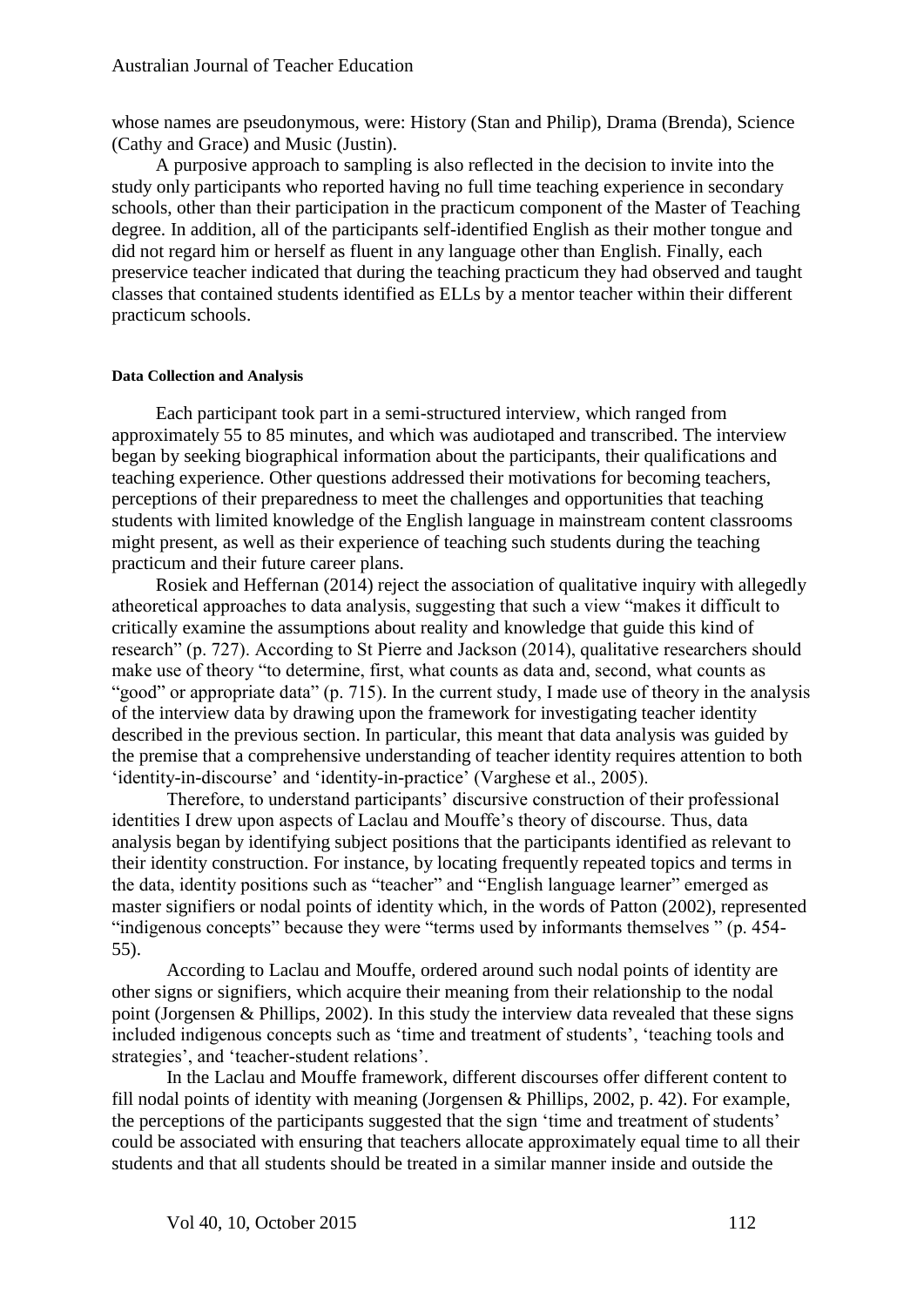whose names are pseudonymous, were: History (Stan and Philip), Drama (Brenda), Science (Cathy and Grace) and Music (Justin).

A purposive approach to sampling is also reflected in the decision to invite into the study only participants who reported having no full time teaching experience in secondary schools, other than their participation in the practicum component of the Master of Teaching degree. In addition, all of the participants self-identified English as their mother tongue and did not regard him or herself as fluent in any language other than English. Finally, each preservice teacher indicated that during the teaching practicum they had observed and taught classes that contained students identified as ELLs by a mentor teacher within their different practicum schools.

#### Data Collection and Analysis

Each participant took part in a semi-structured interview, which ranged from approximately 55 to 85 minutes, and which was audiotaped and transcribed. The interview began by seeking biographical information about the participants, their qualifications and teaching experience. Other questions addressed their motivations for becoming teachers, perceptions of their preparedness to meet the challenges and opportunities that teaching students with limited knowledge of the English language in mainstream content classrooms might present, as well as their experience of teaching such students during the teaching practicum and their future career plans.

Rosiek and Heffernan (2014) reject the association of qualitative inquiry with allegedly atheoretical approaches to data analysis, suggesting that such a view "makes it difficult to critically examine the assumptions about reality and knowledge that guide this kind of research" (p. 727). According to St Pierre and Jackson (2014), qualitative researchers should make use of theory "to determine, first, what counts as data and, second, what counts as "good" or appropriate data" (p. 715). In the current study, I made use of theory in the analysis of the interview data by drawing upon the framework for investigating teacher identity described in the previous section. In particular, this meant that data analysis was guided by the premise that a comprehensive understanding of teacher identity requires attention to both 'identity-in-discourse' and 'identity-in-practice' (Varghese et al., 2005).

Therefore, to understand participants' discursive construction of their professional identities I drew upon aspects of Laclau and Mouffe's theory of discourse. Thus, data analysis began by identifying subject positions that the participants identified as relevant to their identity construction. For instance, by locating frequently repeated topics and terms in the data, identity positions such as "teacher" and "English language learner" emerged as master signifiers or nodal points of identity which, in the words of Patton (2002), represented "indigenous concepts" because they were "terms used by informants themselves " (p. 454-55).

According to Laclau and Mouffe, ordered around such nodal points of identity are other signs or signifiers, which acquire their meaning from their relationship to the nodal point (Jorgensen & Phillips, 2002). In this study the interview data revealed that these signs included indigenous concepts such as 'time and treatment of students', 'teaching tools and strategies', and 'teacher-student relations'.

In the Laclau and Mouffe framework, different discourses offer different content to fill nodal points of identity with meaning (Jorgensen & Phillips, 2002, p. 42). For example, the perceptions of the participants suggested that the sign 'time and treatment of students' could be associated with ensuring that teachers allocate approximately equal time to all their students and that all students should be treated in a similar manner inside and outside the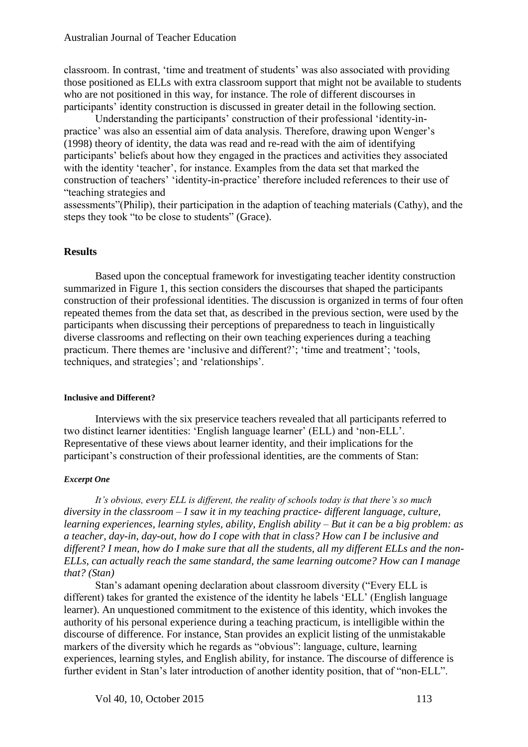classroom. In contrast, 'time and treatment of students' was also associated with providing those positioned as ELLs with extra classroom support that might not be available to students who are not positioned in this way, for instance. The role of different discourses in participants' identity construction is discussed in greater detail in the following section.

Understanding the participants' construction of their professional 'identity-in-practice' was also an essential aim of data analysis. Therefore, drawing upon Wenger's (1998) theory of identity, the data was read and re-read with the aim of identifying participants' beliefs about how they engaged in the practices and activities they associated with the identity 'teacher', for instance. Examples from the data set that marked the construction of teachers' 'identity-in-practice' therefore included references to their use of "teaching strategies and assessments"(Philip), their participation in the adaption of teaching materials (Cathy), and the steps they took "to be close to students" (Grace).

## Results

Based upon the conceptual framework for investigating teacher identity construction summarized in Figure 1, this section considers the discourses that shaped the participants construction of their professional identities. The discussion is organized in terms of four often repeated themes from the data set that, as described in the previous section, were used by the participants when discussing their perceptions of preparedness to teach in linguistically diverse classrooms and reflecting on their own teaching experiences during a teaching practicum. There themes are 'inclusive and different?'; 'time and treatment'; 'tools, techniques, and strategies'; and 'relationships'.

### Inclusive and Different?

Interviews with the six preservice teachers revealed that all participants referred to two distinct learner identities: 'English language learner' (ELL) and 'non-ELL'. Representative of these views about learner identity, and their implications for the participant's construction of their professional identities, are the comments of Stan:

#### *Excerpt One*

*It's obvious, every ELL is different, the reality of schools today is that there's so much diversity in the classroom – I saw it in my teaching practice- different language, culture, learning experiences, learning styles, ability, English ability – But it can be a big problem: as a teacher, day-in, day-out, how do I cope with that in class? How can I be inclusive and different? I mean, how do I make sure that all the students, all my different ELLs and the non-ELLs, can actually reach the same standard, the same learning outcome? How can I manage that? (Stan)*

Stan's adamant opening declaration about classroom diversity ("Every ELL is different) takes for granted the existence of the identity he labels 'ELL' (English language learner). An unquestioned commitment to the existence of this identity, which invokes the authority of his personal experience during a teaching practicum, is intelligible within the discourse of difference. For instance, Stan provides an explicit listing of the unmistakable markers of the diversity which he regards as "obvious": language, culture, learning experiences, learning styles, and English ability, for instance. The discourse of difference is further evident in Stan's later introduction of another identity position, that of "non-ELL".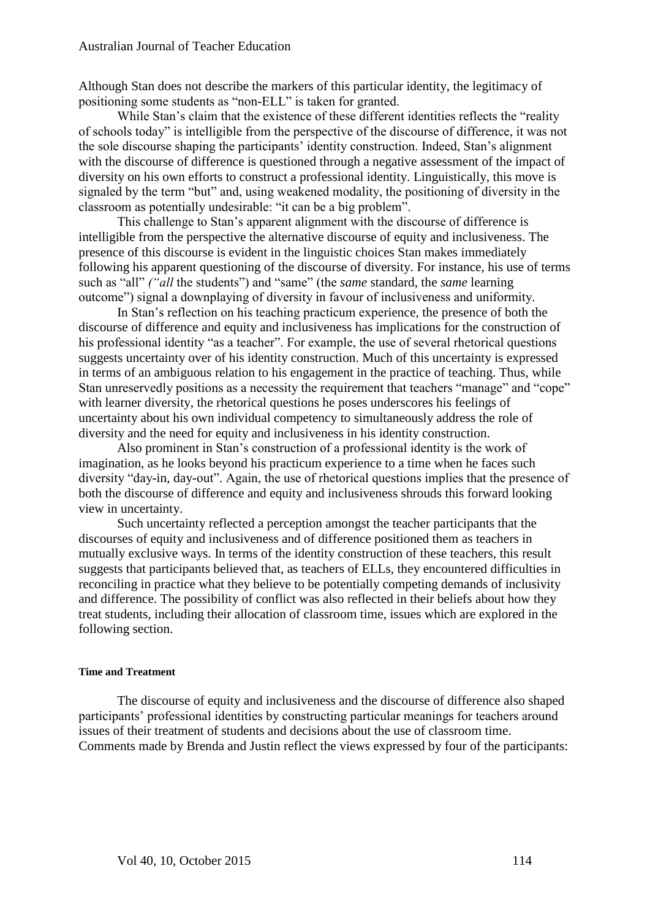Although Stan does not describe the markers of this particular identity, the legitimacy of positioning some students as "non-ELL" is taken for granted.

While Stan's claim that the existence of these different identities reflects the "reality of schools today" is intelligible from the perspective of the discourse of difference, it was not the sole discourse shaping the participants' identity construction. Indeed, Stan's alignment with the discourse of difference is questioned through a negative assessment of the impact of diversity on his own efforts to construct a professional identity. Linguistically, this move is signaled by the term "but" and, using weakened modality, the positioning of diversity in the classroom as potentially undesirable: "it can be a big problem".

This challenge to Stan's apparent alignment with the discourse of difference is intelligible from the perspective the alternative discourse of equity and inclusiveness. The presence of this discourse is evident in the linguistic choices Stan makes immediately following his apparent questioning of the discourse of diversity. For instance, his use of terms such as "all" *("all* the students") and "same" (the *same* standard, the *same* learning outcome") signal a downplaying of diversity in favour of inclusiveness and uniformity.

In Stan's reflection on his teaching practicum experience, the presence of both the discourse of difference and equity and inclusiveness has implications for the construction of his professional identity "as a teacher". For example, the use of several rhetorical questions suggests uncertainty over of his identity construction. Much of this uncertainty is expressed in terms of an ambiguous relation to his engagement in the practice of teaching. Thus, while Stan unreservedly positions as a necessity the requirement that teachers "manage" and "cope" with learner diversity, the rhetorical questions he poses underscores his feelings of uncertainty about his own individual competency to simultaneously address the role of diversity and the need for equity and inclusiveness in his identity construction.

Also prominent in Stan's construction of a professional identity is the work of imagination, as he looks beyond his practicum experience to a time when he faces such diversity "day-in, day-out". Again, the use of rhetorical questions implies that the presence of both the discourse of difference and equity and inclusiveness shrouds this forward looking view in uncertainty.

Such uncertainty reflected a perception amongst the teacher participants that the discourses of equity and inclusiveness and of difference positioned them as teachers in mutually exclusive ways. In terms of the identity construction of these teachers, this result suggests that participants believed that, as teachers of ELLs, they encountered difficulties in reconciling in practice what they believe to be potentially competing demands of inclusivity and difference. The possibility of conflict was also reflected in their beliefs about how they treat students, including their allocation of classroom time, issues which are explored in the following section.

#### Time and Treatment

The discourse of equity and inclusiveness and the discourse of difference also shaped participants' professional identities by constructing particular meanings for teachers around issues of their treatment of students and decisions about the use of classroom time. Comments made by Brenda and Justin reflect the views expressed by four of the participants: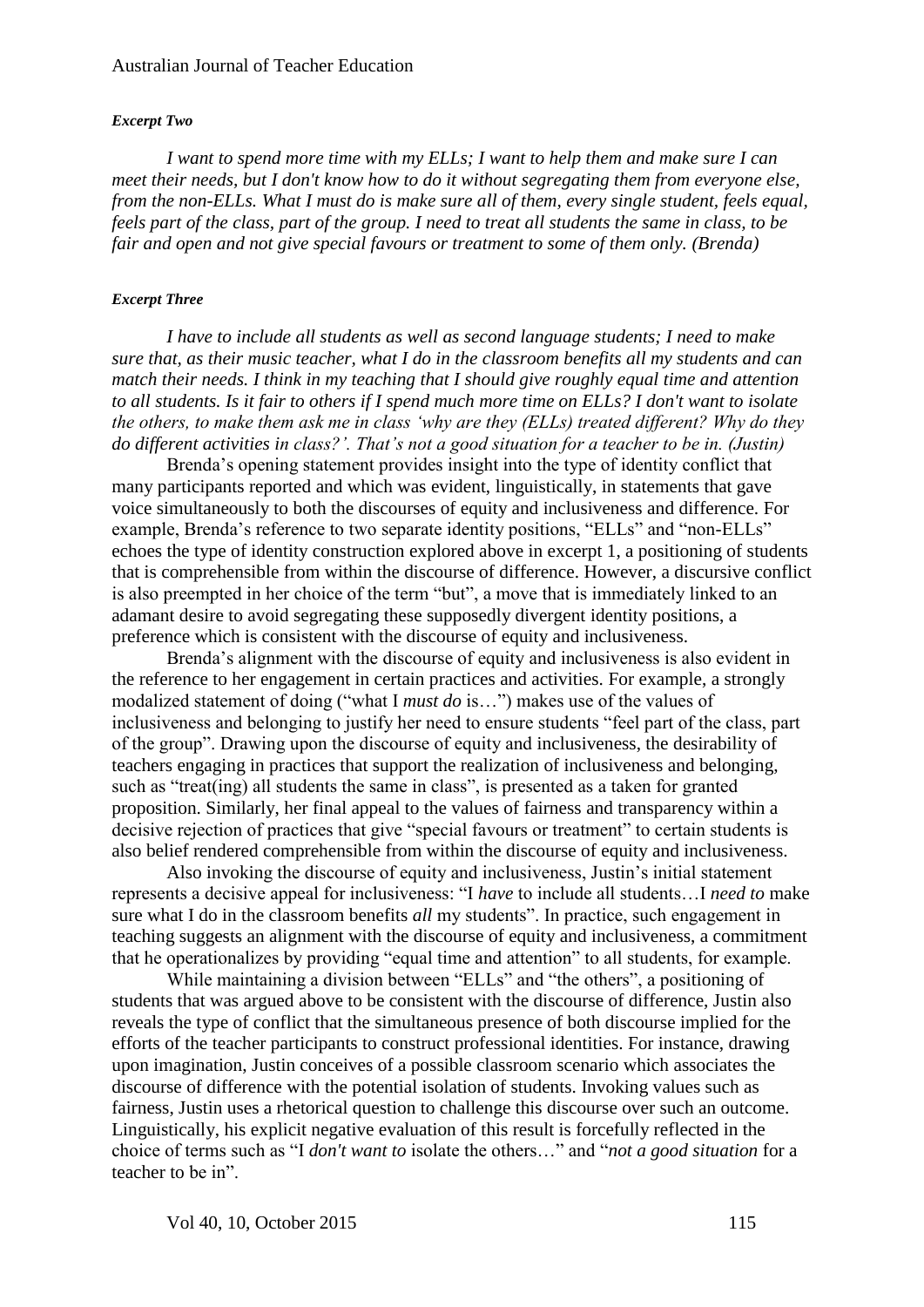***Excerpt Two***

*I want to spend more time with my ELLs; I want to help them and make sure I can meet their needs, but I don't know how to do it without segregating them from everyone else, from the non-ELLs. What I must do is make sure all of them, every single student, feels equal, feels part of the class, part of the group. I need to treat all students the same in class, to be fair and open and not give special favours or treatment to some of them only. (Brenda)*

***Excerpt Three***

*I have to include all students as well as second language students; I need to make sure that, as their music teacher, what I do in the classroom benefits all my students and can match their needs. I think in my teaching that I should give roughly equal time and attention to all students. Is it fair to others if I spend much more time on ELLs? I don't want to isolate the others, to make them ask me in class 'why are they (ELLs) treated different? Why do they do different activities in class?'. That's not a good situation for a teacher to be in. (Justin)*

Brenda's opening statement provides insight into the type of identity conflict that many participants reported and which was evident, linguistically, in statements that gave voice simultaneously to both the discourses of equity and inclusiveness and difference. For example, Brenda's reference to two separate identity positions, "ELLs" and "non-ELLs" echoes the type of identity construction explored above in excerpt 1, a positioning of students that is comprehensible from within the discourse of difference. However, a discursive conflict is also preempted in her choice of the term "but", a move that is immediately linked to an adamant desire to avoid segregating these supposedly divergent identity positions, a preference which is consistent with the discourse of equity and inclusiveness.

Brenda's alignment with the discourse of equity and inclusiveness is also evident in the reference to her engagement in certain practices and activities. For example, a strongly modalized statement of doing ("what I *must do* is…") makes use of the values of inclusiveness and belonging to justify her need to ensure students "feel part of the class, part of the group". Drawing upon the discourse of equity and inclusiveness, the desirability of teachers engaging in practices that support the realization of inclusiveness and belonging, such as "treat(ing) all students the same in class", is presented as a taken for granted proposition. Similarly, her final appeal to the values of fairness and transparency within a decisive rejection of practices that give "special favours or treatment" to certain students is also belief rendered comprehensible from within the discourse of equity and inclusiveness.

Also invoking the discourse of equity and inclusiveness, Justin's initial statement represents a decisive appeal for inclusiveness: "I *have* to include all students…I *need to* make sure what I do in the classroom benefits *all* my students". In practice, such engagement in teaching suggests an alignment with the discourse of equity and inclusiveness, a commitment that he operationalizes by providing "equal time and attention" to all students, for example.

While maintaining a division between "ELLs" and "the others", a positioning of students that was argued above to be consistent with the discourse of difference, Justin also reveals the type of conflict that the simultaneous presence of both discourse implied for the efforts of the teacher participants to construct professional identities. For instance, drawing upon imagination, Justin conceives of a possible classroom scenario which associates the discourse of difference with the potential isolation of students. Invoking values such as fairness, Justin uses a rhetorical question to challenge this discourse over such an outcome. Linguistically, his explicit negative evaluation of this result is forcefully reflected in the choice of terms such as "I *don't want to* isolate the others…" and "*not a good situation* for a teacher to be in".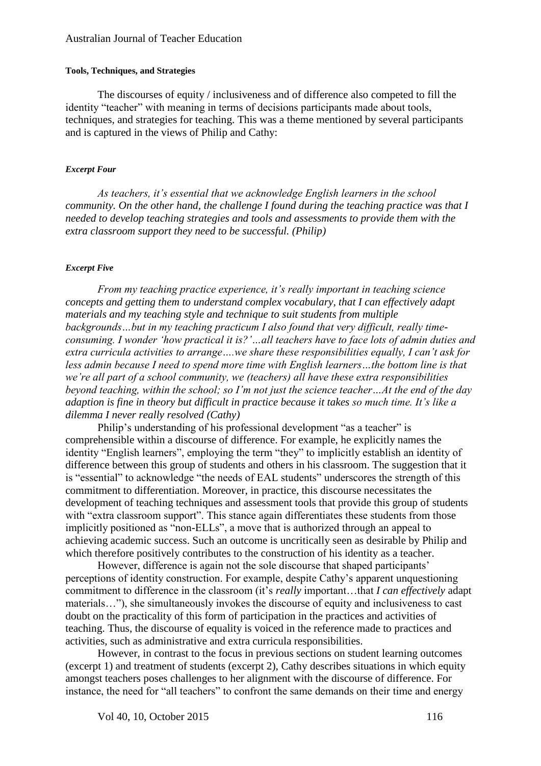#### Tools, Techniques, and Strategies

The discourses of equity / inclusiveness and of difference also competed to fill the identity "teacher" with meaning in terms of decisions participants made about tools, techniques, and strategies for teaching. This was a theme mentioned by several participants and is captured in the views of Philip and Cathy:

##### *Excerpt Four*

*As teachers, it's essential that we acknowledge English learners in the school community. On the other hand, the challenge I found during the teaching practice was that I needed to develop teaching strategies and tools and assessments to provide them with the extra classroom support they need to be successful. (Philip)*

##### *Excerpt Five*

*From my teaching practice experience, it's really important in teaching science concepts and getting them to understand complex vocabulary, that I can effectively adapt materials and my teaching style and technique to suit students from multiple backgrounds…but in my teaching practicum I also found that very difficult, really time-consuming. I wonder 'how practical it is?'…all teachers have to face lots of admin duties and extra curricula activities to arrange….we share these responsibilities equally, I can't ask for less admin because I need to spend more time with English learners…the bottom line is that we're all part of a school community, we (teachers) all have these extra responsibilities beyond teaching, within the school; so I'm not just the science teacher…At the end of the day adaption is fine in theory but difficult in practice because it takes so much time. It's like a dilemma I never really resolved (Cathy)*

Philip's understanding of his professional development "as a teacher" is comprehensible within a discourse of difference. For example, he explicitly names the identity "English learners", employing the term "they" to implicitly establish an identity of difference between this group of students and others in his classroom. The suggestion that it is "essential" to acknowledge "the needs of EAL students" underscores the strength of this commitment to differentiation. Moreover, in practice, this discourse necessitates the development of teaching techniques and assessment tools that provide this group of students with "extra classroom support". This stance again differentiates these students from those implicitly positioned as "non-ELLs", a move that is authorized through an appeal to achieving academic success. Such an outcome is uncritically seen as desirable by Philip and which therefore positively contributes to the construction of his identity as a teacher.

However, difference is again not the sole discourse that shaped participants' perceptions of identity construction. For example, despite Cathy's apparent unquestioning commitment to difference in the classroom (it's *really* important…that *I can effectively* adapt materials…"), she simultaneously invokes the discourse of equity and inclusiveness to cast doubt on the practicality of this form of participation in the practices and activities of teaching. Thus, the discourse of equality is voiced in the reference made to practices and activities, such as administrative and extra curricula responsibilities.

However, in contrast to the focus in previous sections on student learning outcomes (excerpt 1) and treatment of students (excerpt 2), Cathy describes situations in which equity amongst teachers poses challenges to her alignment with the discourse of difference. For instance, the need for "all teachers" to confront the same demands on their time and energy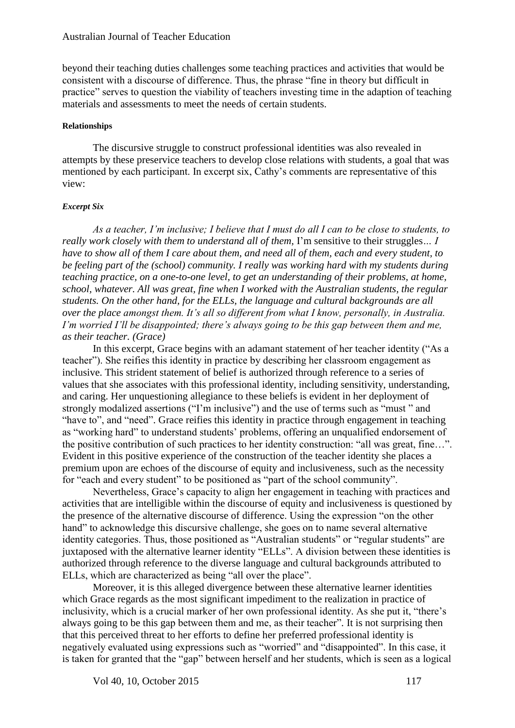beyond their teaching duties challenges some teaching practices and activities that would be consistent with a discourse of difference. Thus, the phrase "fine in theory but difficult in practice" serves to question the viability of teachers investing time in the adaption of teaching materials and assessments to meet the needs of certain students.

#### Relationships

The discursive struggle to construct professional identities was also revealed in attempts by these preservice teachers to develop close relations with students, a goal that was mentioned by each participant. In excerpt six, Cathy's comments are representative of this view:

##### *Excerpt Six*

*As a teacher, I'm inclusive; I believe that I must do all I can to be close to students, to really work closely with them to understand all of them,* I'm sensitive to their struggles*... I have to show all of them I care about them, and need all of them, each and every student, to be feeling part of the (school) community. I really was working hard with my students during teaching practice, on a one-to-one level, to get an understanding of their problems, at home, school, whatever. All was great, fine when I worked with the Australian students, the regular students. On the other hand, for the ELLs, the language and cultural backgrounds are all over the place amongst them. It's all so different from what I know, personally, in Australia. I'm worried I'll be disappointed; there's always going to be this gap between them and me, as their teacher. (Grace)*

In this excerpt, Grace begins with an adamant statement of her teacher identity ("As a teacher"). She reifies this identity in practice by describing her classroom engagement as inclusive. This strident statement of belief is authorized through reference to a series of values that she associates with this professional identity, including sensitivity, understanding, and caring. Her unquestioning allegiance to these beliefs is evident in her deployment of strongly modalized assertions ("I'm inclusive") and the use of terms such as "must " and "have to", and "need". Grace reifies this identity in practice through engagement in teaching as "working hard" to understand students' problems, offering an unqualified endorsement of the positive contribution of such practices to her identity construction: "all was great, fine…". Evident in this positive experience of the construction of the teacher identity she places a premium upon are echoes of the discourse of equity and inclusiveness, such as the necessity for "each and every student" to be positioned as "part of the school community".

Nevertheless, Grace's capacity to align her engagement in teaching with practices and activities that are intelligible within the discourse of equity and inclusiveness is questioned by the presence of the alternative discourse of difference. Using the expression "on the other hand" to acknowledge this discursive challenge, she goes on to name several alternative identity categories. Thus, those positioned as "Australian students" or "regular students" are juxtaposed with the alternative learner identity "ELLs". A division between these identities is authorized through reference to the diverse language and cultural backgrounds attributed to ELLs, which are characterized as being "all over the place".

Moreover, it is this alleged divergence between these alternative learner identities which Grace regards as the most significant impediment to the realization in practice of inclusivity, which is a crucial marker of her own professional identity. As she put it, "there's always going to be this gap between them and me, as their teacher". It is not surprising then that this perceived threat to her efforts to define her preferred professional identity is negatively evaluated using expressions such as "worried" and "disappointed". In this case, it is taken for granted that the "gap" between herself and her students, which is seen as a logical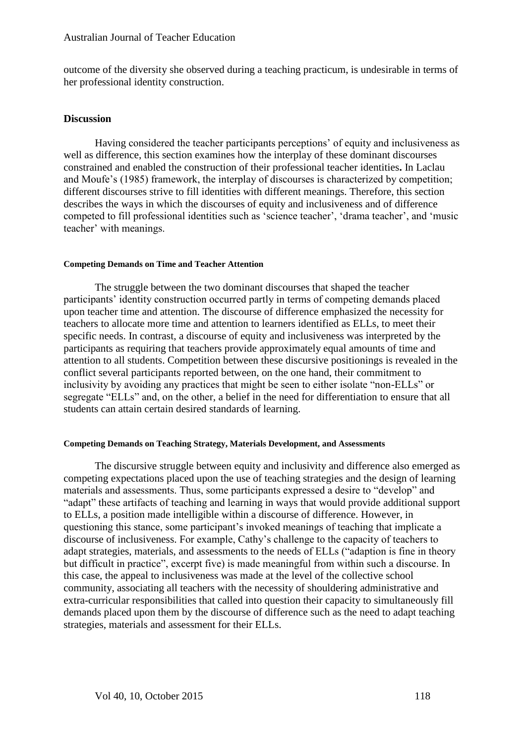outcome of the diversity she observed during a teaching practicum, is undesirable in terms of her professional identity construction.

## Discussion

Having considered the teacher participants perceptions' of equity and inclusiveness as well as difference, this section examines how the interplay of these dominant discourses constrained and enabled the construction of their professional teacher identities**.** In Laclau and Moufe's (1985) framework, the interplay of discourses is characterized by competition; different discourses strive to fill identities with different meanings. Therefore, this section describes the ways in which the discourses of equity and inclusiveness and of difference competed to fill professional identities such as 'science teacher', 'drama teacher', and 'music teacher' with meanings.

#### Competing Demands on Time and Teacher Attention

The struggle between the two dominant discourses that shaped the teacher participants' identity construction occurred partly in terms of competing demands placed upon teacher time and attention. The discourse of difference emphasized the necessity for teachers to allocate more time and attention to learners identified as ELLs, to meet their specific needs. In contrast, a discourse of equity and inclusiveness was interpreted by the participants as requiring that teachers provide approximately equal amounts of time and attention to all students. Competition between these discursive positionings is revealed in the conflict several participants reported between, on the one hand, their commitment to inclusivity by avoiding any practices that might be seen to either isolate "non-ELLs" or segregate "ELLs" and, on the other, a belief in the need for differentiation to ensure that all students can attain certain desired standards of learning.

#### Competing Demands on Teaching Strategy, Materials Development, and Assessments

The discursive struggle between equity and inclusivity and difference also emerged as competing expectations placed upon the use of teaching strategies and the design of learning materials and assessments. Thus, some participants expressed a desire to "develop" and "adapt" these artifacts of teaching and learning in ways that would provide additional support to ELLs, a position made intelligible within a discourse of difference. However, in questioning this stance, some participant's invoked meanings of teaching that implicate a discourse of inclusiveness. For example, Cathy's challenge to the capacity of teachers to adapt strategies, materials, and assessments to the needs of ELLs ("adaption is fine in theory but difficult in practice", excerpt five) is made meaningful from within such a discourse. In this case, the appeal to inclusiveness was made at the level of the collective school community, associating all teachers with the necessity of shouldering administrative and extra-curricular responsibilities that called into question their capacity to simultaneously fill demands placed upon them by the discourse of difference such as the need to adapt teaching strategies, materials and assessment for their ELLs.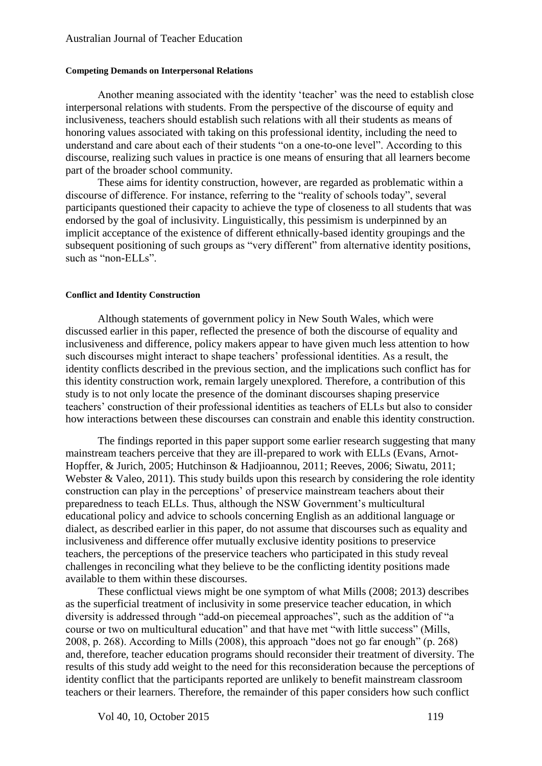#### Competing Demands on Interpersonal Relations

Another meaning associated with the identity 'teacher' was the need to establish close interpersonal relations with students. From the perspective of the discourse of equity and inclusiveness, teachers should establish such relations with all their students as means of honoring values associated with taking on this professional identity, including the need to understand and care about each of their students "on a one-to-one level". According to this discourse, realizing such values in practice is one means of ensuring that all learners become part of the broader school community.

These aims for identity construction, however, are regarded as problematic within a discourse of difference. For instance, referring to the "reality of schools today", several participants questioned their capacity to achieve the type of closeness to all students that was endorsed by the goal of inclusivity. Linguistically, this pessimism is underpinned by an implicit acceptance of the existence of different ethnically-based identity groupings and the subsequent positioning of such groups as "very different" from alternative identity positions, such as "non-ELLs".

#### Conflict and Identity Construction

Although statements of government policy in New South Wales, which were discussed earlier in this paper, reflected the presence of both the discourse of equality and inclusiveness and difference, policy makers appear to have given much less attention to how such discourses might interact to shape teachers' professional identities. As a result, the identity conflicts described in the previous section, and the implications such conflict has for this identity construction work, remain largely unexplored. Therefore, a contribution of this study is to not only locate the presence of the dominant discourses shaping preservice teachers' construction of their professional identities as teachers of ELLs but also to consider how interactions between these discourses can constrain and enable this identity construction.

The findings reported in this paper support some earlier research suggesting that many mainstream teachers perceive that they are ill-prepared to work with ELLs (Evans, Arnot-Hopffer, & Jurich, 2005; Hutchinson & Hadjioannou, 2011; Reeves, 2006; Siwatu, 2011; Webster & Valeo, 2011). This study builds upon this research by considering the role identity construction can play in the perceptions' of preservice mainstream teachers about their preparedness to teach ELLs. Thus, although the NSW Government's multicultural educational policy and advice to schools concerning English as an additional language or dialect, as described earlier in this paper, do not assume that discourses such as equality and inclusiveness and difference offer mutually exclusive identity positions to preservice teachers, the perceptions of the preservice teachers who participated in this study reveal challenges in reconciling what they believe to be the conflicting identity positions made available to them within these discourses.

These conflictual views might be one symptom of what Mills (2008; 2013) describes as the superficial treatment of inclusivity in some preservice teacher education, in which diversity is addressed through "add-on piecemeal approaches", such as the addition of "a course or two on multicultural education" and that have met "with little success" (Mills, 2008, p. 268). According to Mills (2008), this approach "does not go far enough" (p. 268) and, therefore, teacher education programs should reconsider their treatment of diversity. The results of this study add weight to the need for this reconsideration because the perceptions of identity conflict that the participants reported are unlikely to benefit mainstream classroom teachers or their learners. Therefore, the remainder of this paper considers how such conflict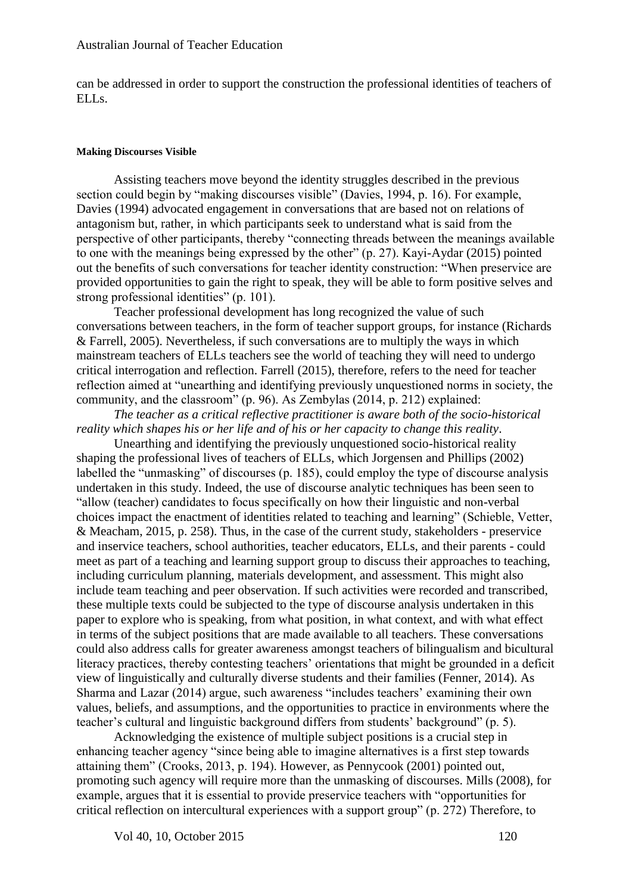can be addressed in order to support the construction the professional identities of teachers of ELLs.

#### Making Discourses Visible

Assisting teachers move beyond the identity struggles described in the previous section could begin by "making discourses visible" (Davies, 1994, p. 16). For example, Davies (1994) advocated engagement in conversations that are based not on relations of antagonism but, rather, in which participants seek to understand what is said from the perspective of other participants, thereby "connecting threads between the meanings available to one with the meanings being expressed by the other" (p. 27). Kayi-Aydar (2015) pointed out the benefits of such conversations for teacher identity construction: "When preservice are provided opportunities to gain the right to speak, they will be able to form positive selves and strong professional identities" (p. 101).

Teacher professional development has long recognized the value of such conversations between teachers, in the form of teacher support groups, for instance (Richards & Farrell, 2005). Nevertheless, if such conversations are to multiply the ways in which mainstream teachers of ELLs teachers see the world of teaching they will need to undergo critical interrogation and reflection. Farrell (2015), therefore, refers to the need for teacher reflection aimed at "unearthing and identifying previously unquestioned norms in society, the community, and the classroom" (p. 96). As Zembylas (2014, p. 212) explained:

*The teacher as a critical reflective practitioner is aware both of the socio-historical reality which shapes his or her life and of his or her capacity to change this reality*.

Unearthing and identifying the previously unquestioned socio-historical reality shaping the professional lives of teachers of ELLs, which Jorgensen and Phillips (2002) labelled the "unmasking" of discourses (p. 185), could employ the type of discourse analysis undertaken in this study. Indeed, the use of discourse analytic techniques has been seen to "allow (teacher) candidates to focus specifically on how their linguistic and non-verbal choices impact the enactment of identities related to teaching and learning" (Schieble, Vetter, & Meacham, 2015, p. 258). Thus, in the case of the current study, stakeholders - preservice and inservice teachers, school authorities, teacher educators, ELLs, and their parents - could meet as part of a teaching and learning support group to discuss their approaches to teaching, including curriculum planning, materials development, and assessment. This might also include team teaching and peer observation. If such activities were recorded and transcribed, these multiple texts could be subjected to the type of discourse analysis undertaken in this paper to explore who is speaking, from what position, in what context, and with what effect in terms of the subject positions that are made available to all teachers. These conversations could also address calls for greater awareness amongst teachers of bilingualism and bicultural literacy practices, thereby contesting teachers' orientations that might be grounded in a deficit view of linguistically and culturally diverse students and their families (Fenner, 2014). As Sharma and Lazar (2014) argue, such awareness "includes teachers' examining their own values, beliefs, and assumptions, and the opportunities to practice in environments where the teacher's cultural and linguistic background differs from students' background" (p. 5).

Acknowledging the existence of multiple subject positions is a crucial step in enhancing teacher agency "since being able to imagine alternatives is a first step towards attaining them" (Crooks, 2013, p. 194). However, as Pennycook (2001) pointed out, promoting such agency will require more than the unmasking of discourses. Mills (2008), for example, argues that it is essential to provide preservice teachers with "opportunities for critical reflection on intercultural experiences with a support group" (p. 272) Therefore, to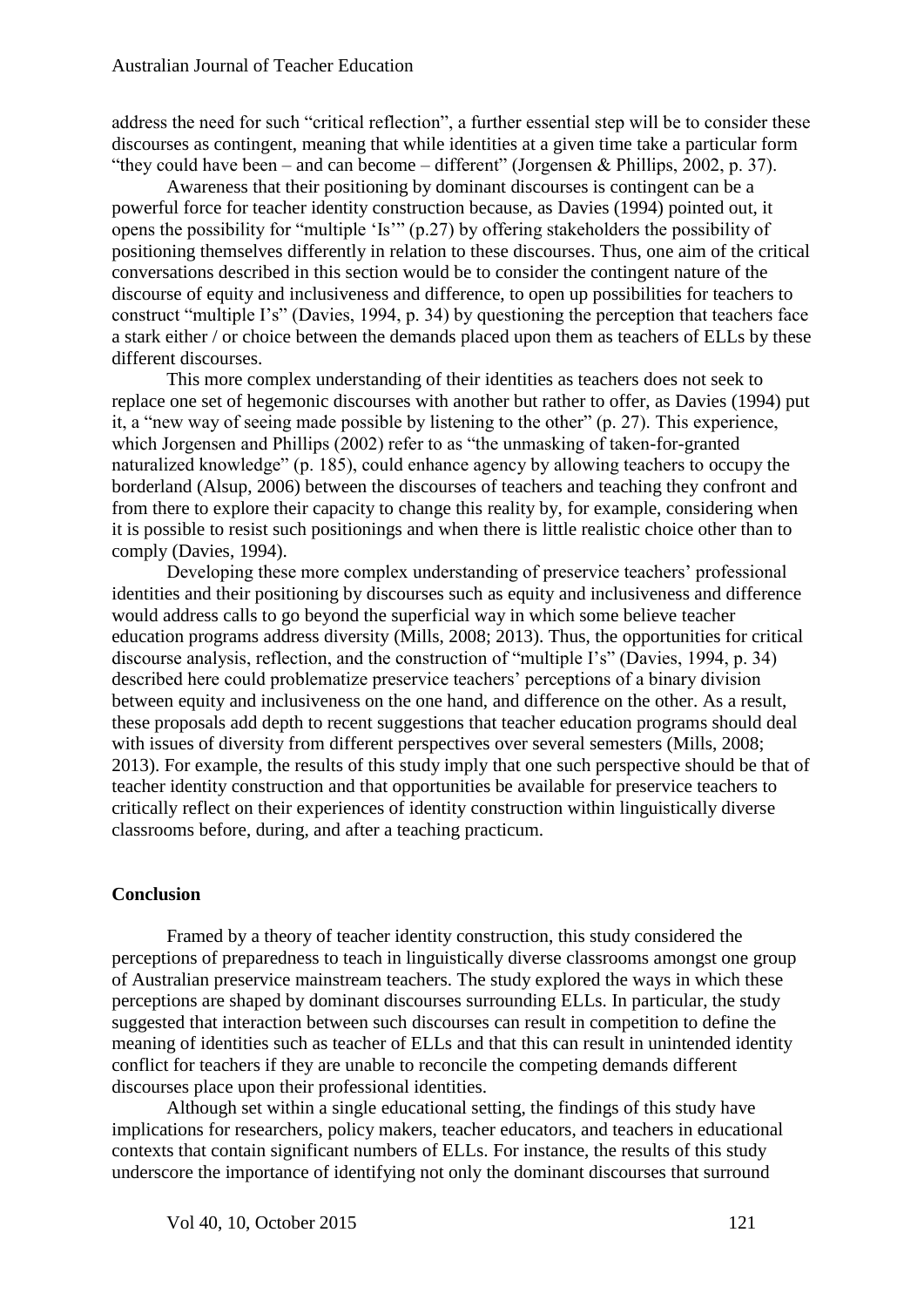address the need for such "critical reflection", a further essential step will be to consider these discourses as contingent, meaning that while identities at a given time take a particular form "they could have been – and can become – different" (Jorgensen & Phillips, 2002, p. 37).

Awareness that their positioning by dominant discourses is contingent can be a powerful force for teacher identity construction because, as Davies (1994) pointed out, it opens the possibility for "multiple 'Is'" (p.27) by offering stakeholders the possibility of positioning themselves differently in relation to these discourses. Thus, one aim of the critical conversations described in this section would be to consider the contingent nature of the discourse of equity and inclusiveness and difference, to open up possibilities for teachers to construct "multiple I's" (Davies, 1994, p. 34) by questioning the perception that teachers face a stark either / or choice between the demands placed upon them as teachers of ELLs by these different discourses.

This more complex understanding of their identities as teachers does not seek to replace one set of hegemonic discourses with another but rather to offer, as Davies (1994) put it, a "new way of seeing made possible by listening to the other" (p. 27). This experience, which Jorgensen and Phillips (2002) refer to as "the unmasking of taken-for-granted naturalized knowledge" (p. 185), could enhance agency by allowing teachers to occupy the borderland (Alsup, 2006) between the discourses of teachers and teaching they confront and from there to explore their capacity to change this reality by, for example, considering when it is possible to resist such positionings and when there is little realistic choice other than to comply (Davies, 1994).

Developing these more complex understanding of preservice teachers' professional identities and their positioning by discourses such as equity and inclusiveness and difference would address calls to go beyond the superficial way in which some believe teacher education programs address diversity (Mills, 2008; 2013). Thus, the opportunities for critical discourse analysis, reflection, and the construction of "multiple I's" (Davies, 1994, p. 34) described here could problematize preservice teachers' perceptions of a binary division between equity and inclusiveness on the one hand, and difference on the other. As a result, these proposals add depth to recent suggestions that teacher education programs should deal with issues of diversity from different perspectives over several semesters (Mills, 2008; 2013). For example, the results of this study imply that one such perspective should be that of teacher identity construction and that opportunities be available for preservice teachers to critically reflect on their experiences of identity construction within linguistically diverse classrooms before, during, and after a teaching practicum.

## Conclusion

Framed by a theory of teacher identity construction, this study considered the perceptions of preparedness to teach in linguistically diverse classrooms amongst one group of Australian preservice mainstream teachers. The study explored the ways in which these perceptions are shaped by dominant discourses surrounding ELLs. In particular, the study suggested that interaction between such discourses can result in competition to define the meaning of identities such as teacher of ELLs and that this can result in unintended identity conflict for teachers if they are unable to reconcile the competing demands different discourses place upon their professional identities.

Although set within a single educational setting, the findings of this study have implications for researchers, policy makers, teacher educators, and teachers in educational contexts that contain significant numbers of ELLs. For instance, the results of this study underscore the importance of identifying not only the dominant discourses that surround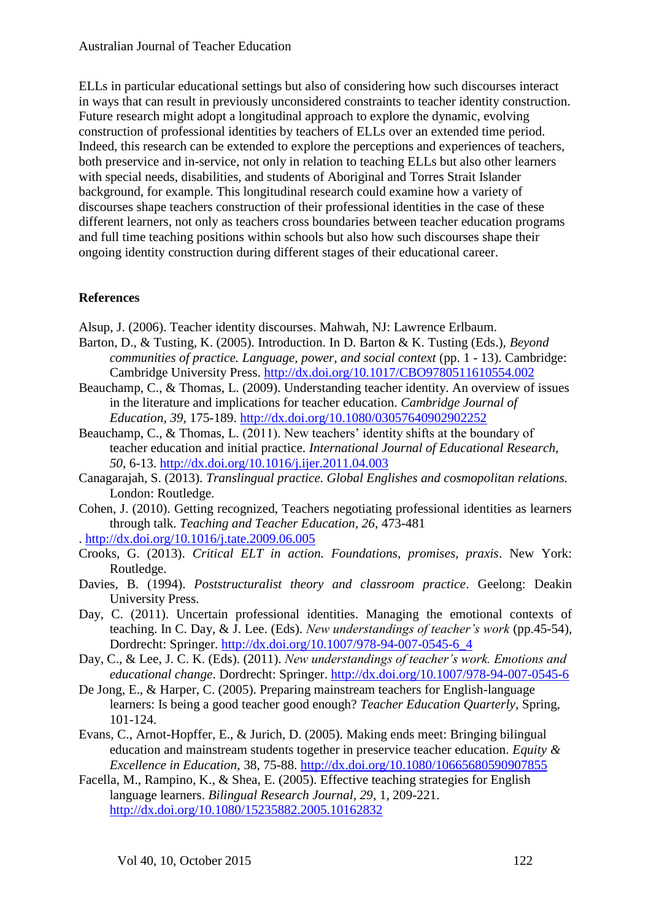ELLs in particular educational settings but also of considering how such discourses interact in ways that can result in previously unconsidered constraints to teacher identity construction. Future research might adopt a longitudinal approach to explore the dynamic, evolving construction of professional identities by teachers of ELLs over an extended time period. Indeed, this research can be extended to explore the perceptions and experiences of teachers, both preservice and in-service, not only in relation to teaching ELLs but also other learners with special needs, disabilities, and students of Aboriginal and Torres Strait Islander background, for example. This longitudinal research could examine how a variety of discourses shape teachers construction of their professional identities in the case of these different learners, not only as teachers cross boundaries between teacher education programs and full time teaching positions within schools but also how such discourses shape their ongoing identity construction during different stages of their educational career.

## References

Alsup, J. (2006). Teacher identity discourses. Mahwah, NJ: Lawrence Erlbaum.

Barton, D., & Tusting, K. (2005). Introduction. In D. Barton & K. Tusting (Eds.), *Beyond communities of practice. Language, power, and social context* (pp. 1 - 13). Cambridge: Cambridge University Press. http://dx.doi.org/10.1017/CBO9780511610554.002

Beauchamp, C., & Thomas, L. (2009). Understanding teacher identity. An overview of issues in the literature and implications for teacher education. *Cambridge Journal of Education, 39*, 175-189. http://dx.doi.org/10.1080/03057640902902252

Beauchamp, C., & Thomas, L. (2011). New teachers' identity shifts at the boundary of teacher education and initial practice. *International Journal of Educational Research, 50*, 6-13. http://dx.doi.org/10.1016/j.ijer.2011.04.003

Canagarajah, S. (2013). *Translingual practice. Global Englishes and cosmopolitan relations.* London: Routledge.

Cohen, J. (2010). Getting recognized, Teachers negotiating professional identities as learners through talk. *Teaching and Teacher Education, 26*, 473-481 . http://dx.doi.org/10.1016/j.tate.2009.06.005

Crooks, G. (2013). *Critical ELT in action. Foundations, promises, praxis*. New York: Routledge.

Davies, B. (1994). *Poststructuralist theory and classroom practice*. Geelong: Deakin University Press.

Day, C. (2011). Uncertain professional identities. Managing the emotional contexts of teaching. In C. Day, & J. Lee. (Eds). *New understandings of teacher's work* (pp.45-54), Dordrecht: Springer. http://dx.doi.org/10.1007/978-94-007-0545-6_4

Day, C., & Lee, J. C. K. (Eds). (2011). *New understandings of teacher's work. Emotions and educational change*. Dordrecht: Springer. http://dx.doi.org/10.1007/978-94-007-0545-6

De Jong, E., & Harper, C. (2005). Preparing mainstream teachers for English-language learners: Is being a good teacher good enough? *Teacher Education Quarterly*, Spring, 101-124.

Evans, C., Arnot-Hopffer, E., & Jurich, D. (2005). Making ends meet: Bringing bilingual education and mainstream students together in preservice teacher education. *Equity & Excellence in Education*, 38, 75-88. http://dx.doi.org/10.1080/10665680590907855

Facella, M., Rampino, K., & Shea, E. (2005). Effective teaching strategies for English language learners. *Bilingual Research Journal, 29*, 1, 209-221. http://dx.doi.org/10.1080/15235882.2005.10162832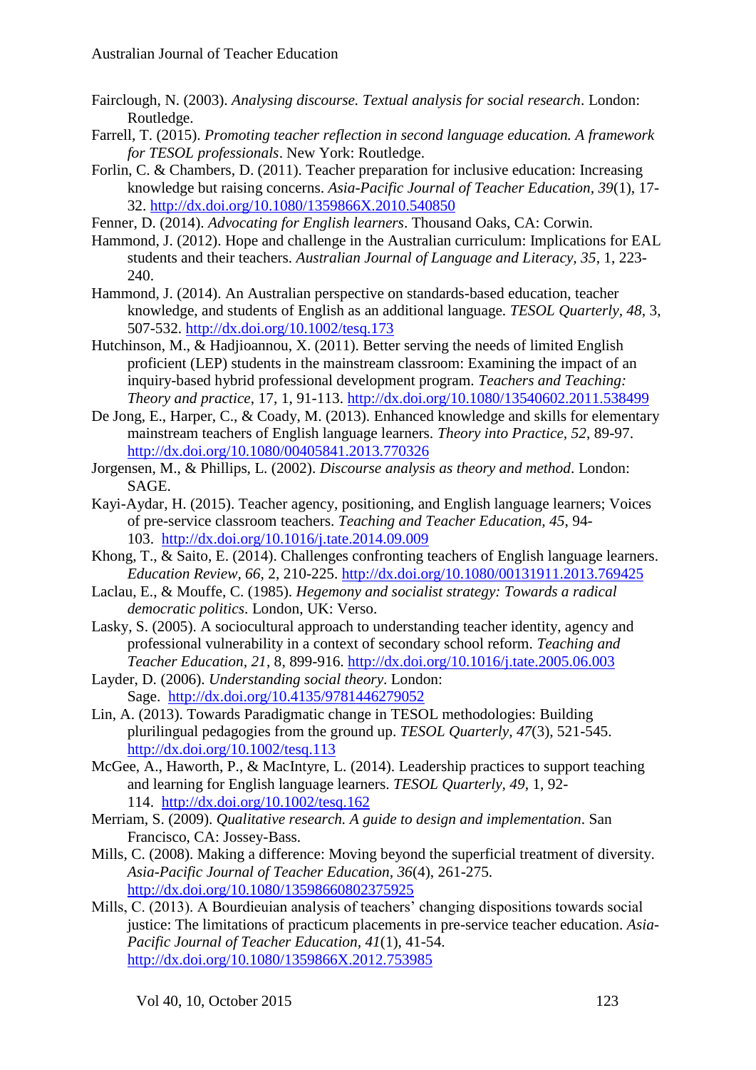Fairclough, N. (2003). *Analysing discourse. Textual analysis for social research*. London: Routledge.

Farrell, T. (2015). *Promoting teacher reflection in second language education. A framework for TESOL professionals*. New York: Routledge.

Forlin, C. & Chambers, D. (2011). Teacher preparation for inclusive education: Increasing knowledge but raising concerns. *Asia-Pacific Journal of Teacher Education*, *39*(1), 17-32. http://dx.doi.org/10.1080/1359866X.2010.540850

Fenner, D. (2014). *Advocating for English learners*. Thousand Oaks, CA: Corwin.

Hammond, J. (2012). Hope and challenge in the Australian curriculum: Implications for EAL students and their teachers. *Australian Journal of Language and Literacy*, *35*, 1, 223-240.

Hammond, J. (2014). An Australian perspective on standards-based education, teacher knowledge, and students of English as an additional language. *TESOL Quarterly*, *48*, 3, 507-532. http://dx.doi.org/10.1002/tesq.173

Hutchinson, M., & Hadjioannou, X. (2011). Better serving the needs of limited English proficient (LEP) students in the mainstream classroom: Examining the impact of an inquiry-based hybrid professional development program. *Teachers and Teaching: Theory and practice*, 17, 1, 91-113. http://dx.doi.org/10.1080/13540602.2011.538499

De Jong, E., Harper, C., & Coady, M. (2013). Enhanced knowledge and skills for elementary mainstream teachers of English language learners. *Theory into Practice*, *52*, 89-97. http://dx.doi.org/10.1080/00405841.2013.770326

Jorgensen, M., & Phillips, L. (2002). *Discourse analysis as theory and method*. London: SAGE.

Kayi-Aydar, H. (2015). Teacher agency, positioning, and English language learners; Voices of pre-service classroom teachers. *Teaching and Teacher Education*, *45*, 94-103. http://dx.doi.org/10.1016/j.tate.2014.09.009

Khong, T., & Saito, E. (2014). Challenges confronting teachers of English language learners. *Education Review*, *66*, 2, 210-225. http://dx.doi.org/10.1080/00131911.2013.769425

Laclau, E., & Mouffe, C. (1985). *Hegemony and socialist strategy: Towards a radical democratic politics*. London, UK: Verso.

Lasky, S. (2005). A sociocultural approach to understanding teacher identity, agency and professional vulnerability in a context of secondary school reform. *Teaching and Teacher Education*, *21*, 8, 899-916. http://dx.doi.org/10.1016/j.tate.2005.06.003

Layder, D. (2006). *Understanding social theory*. London: Sage. http://dx.doi.org/10.4135/9781446279052

Lin, A. (2013). Towards Paradigmatic change in TESOL methodologies: Building plurilingual pedagogies from the ground up. *TESOL Quarterly*, *47*(3), 521-545. http://dx.doi.org/10.1002/tesq.113

McGee, A., Haworth, P., & MacIntyre, L. (2014). Leadership practices to support teaching and learning for English language learners. *TESOL Quarterly*, *49*, 1, 92-114. http://dx.doi.org/10.1002/tesq.162

Merriam, S. (2009). *Qualitative research. A guide to design and implementation*. San Francisco, CA: Jossey-Bass.

Mills, C. (2008). Making a difference: Moving beyond the superficial treatment of diversity. *Asia-Pacific Journal of Teacher Education*, *36*(4), 261-275. http://dx.doi.org/10.1080/13598660802375925

Mills, C. (2013). A Bourdieuian analysis of teachers' changing dispositions towards social justice: The limitations of practicum placements in pre-service teacher education. *Asia-Pacific Journal of Teacher Education*, *41*(1), 41-54. http://dx.doi.org/10.1080/1359866X.2012.753985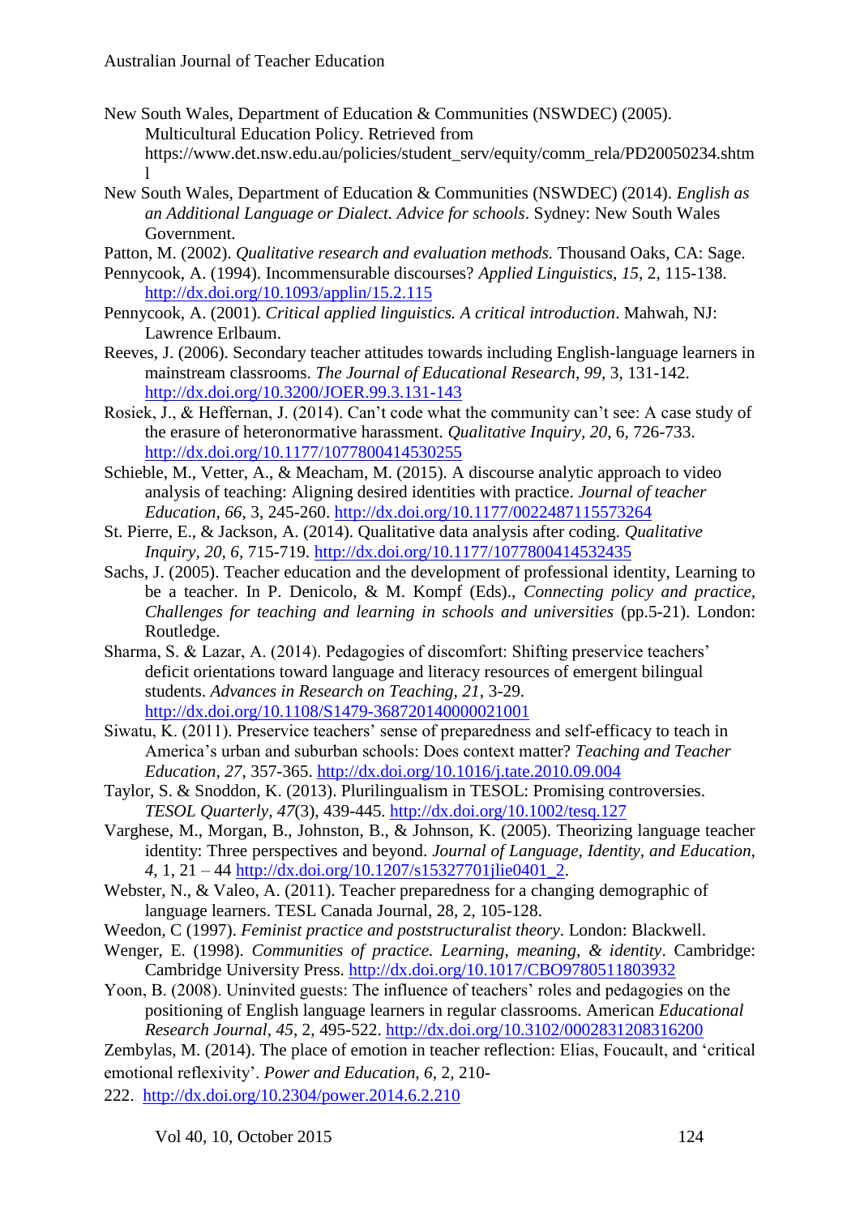New South Wales, Department of Education & Communities (NSWDEC) (2005). Multicultural Education Policy. Retrieved from https://www.det.nsw.edu.au/policies/student_serv/equity/comm_rela/PD20050234.shtml

New South Wales, Department of Education & Communities (NSWDEC) (2014). *English as an Additional Language or Dialect. Advice for schools*. Sydney: New South Wales Government.

Patton, M. (2002). *Qualitative research and evaluation methods.* Thousand Oaks, CA: Sage.

Pennycook, A. (1994). Incommensurable discourses? *Applied Linguistics, 15*, 2, 115-138. http://dx.doi.org/10.1093/applin/15.2.115

Pennycook, A. (2001). *Critical applied linguistics. A critical introduction*. Mahwah, NJ: Lawrence Erlbaum.

Reeves, J. (2006). Secondary teacher attitudes towards including English-language learners in mainstream classrooms. *The Journal of Educational Research, 99*, 3, 131-142. http://dx.doi.org/10.3200/JOER.99.3.131-143

Rosiek, J., & Heffernan, J. (2014). Can't code what the community can't see: A case study of the erasure of heteronormative harassment. *Qualitative Inquiry, 20*, 6, 726-733. http://dx.doi.org/10.1177/1077800414530255

Schieble, M., Vetter, A., & Meacham, M. (2015). A discourse analytic approach to video analysis of teaching: Aligning desired identities with practice. *Journal of teacher Education, 66*, 3, 245-260. http://dx.doi.org/10.1177/0022487115573264

St. Pierre, E., & Jackson, A. (2014). Qualitative data analysis after coding. *Qualitative Inquiry, 20, 6*, 715-719. http://dx.doi.org/10.1177/1077800414532435

Sachs, J. (2005). Teacher education and the development of professional identity, Learning to be a teacher. In P. Denicolo, & M. Kompf (Eds)., *Connecting policy and practice, Challenges for teaching and learning in schools and universities* (pp.5-21). London: Routledge.

Sharma, S. & Lazar, A. (2014). Pedagogies of discomfort: Shifting preservice teachers' deficit orientations toward language and literacy resources of emergent bilingual students. *Advances in Research on Teaching, 21*, 3-29. http://dx.doi.org/10.1108/S1479-368720140000021001

Siwatu, K. (2011). Preservice teachers' sense of preparedness and self-efficacy to teach in America's urban and suburban schools: Does context matter? *Teaching and Teacher Education, 27*, 357-365. http://dx.doi.org/10.1016/j.tate.2010.09.004

Taylor, S. & Snoddon, K. (2013). Plurilingualism in TESOL: Promising controversies. *TESOL Quarterly, 47*(3), 439-445. http://dx.doi.org/10.1002/tesq.127

Varghese, M., Morgan, B., Johnston, B., & Johnson, K. (2005). Theorizing language teacher identity: Three perspectives and beyond. *Journal of Language, Identity, and Education, 4*, 1, 21 – 44 http://dx.doi.org/10.1207/s15327701jlie0401_2.

Webster, N., & Valeo, A. (2011). Teacher preparedness for a changing demographic of language learners. TESL Canada Journal, 28, 2, 105-128.

Weedon, C (1997). *Feminist practice and poststructuralist theory*. London: Blackwell.

Wenger, E. (1998). *Communities of practice. Learning, meaning, & identity*. Cambridge: Cambridge University Press. http://dx.doi.org/10.1017/CBO9780511803932

Yoon, B. (2008). Uninvited guests: The influence of teachers' roles and pedagogies on the positioning of English language learners in regular classrooms. American *Educational Research Journal, 45*, 2, 495-522. http://dx.doi.org/10.3102/0002831208316200

Zembylas, M. (2014). The place of emotion in teacher reflection: Elias, Foucault, and 'critical emotional reflexivity'. *Power and Education, 6*, 2, 210-222. http://dx.doi.org/10.2304/power.2014.6.2.210